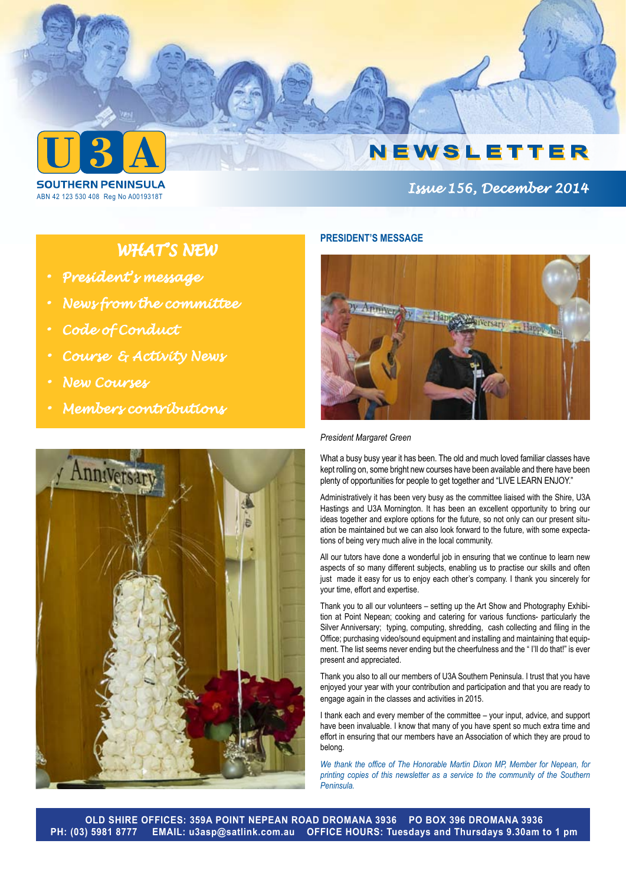# U3A SOUTHERN PENINSULA

ABN 42 123 530 408 Reg No A0019318T

# NEWSLETTER

*Issue 156, December 2014*

## WHAT'S NEW

- *President's message*
- *News from the committee*
- *Code of Conduct*
- *Course & Activity News*
- *New Courses*
- *Members contributions*

## PRESIDENT'S MESSAGE

*President Margaret Green*

What a busy busy year it has been. The old and much loved familiar classes have kept rolling on, some bright new courses have been available and there have been plenty of opportunities for people to get together and "LIVE LEARN ENJOY."

Administratively it has been very busy as the committee liaised with the Shire, U3A Hastings and U3A Mornington. It has been an excellent opportunity to bring our ideas together and explore options for the future, so not only can our present situation be maintained but we can also look forward to the future, with some expectations of being very much alive in the local community.

All our tutors have done a wonderful job in ensuring that we continue to learn new aspects of so many different subjects, enabling us to practise our skills and often just made it easy for us to enjoy each other's company. I thank you sincerely for your time, effort and expertise.

Thank you to all our volunteers – setting up the Art Show and Photography Exhibition at Point Nepean; cooking and catering for various functions- particularly the Silver Anniversary; typing, computing, shredding, cash collecting and filing in the Office; purchasing video/sound equipment and installing and maintaining that equipment. The list seems never ending but the cheerfulness and the " I'll do that!" is ever present and appreciated.

Thank you also to all our members of U3A Southern Peninsula. I trust that you have enjoyed your year with your contribution and participation and that you are ready to engage again in the classes and activities in 2015.

I thank each and every member of the committee – your input, advice, and support have been invaluable. I know that many of you have spent so much extra time and effort in ensuring that our members have an Association of which they are proud to belong.

*We thank the office of The Honorable Martin Dixon MP, Member for Nepean, for printing copies of this newsletter as a service to the community of the Southern Peninsula.*

**OLD SHIRE OFFICES: 359A POINT NEPEAN ROAD DROMANA 3936 PO BOX 396 DROMANA 3936**
**PH: (03) 5981 8777 EMAIL: u3asp@satlink.com.au OFFICE HOURS: Tuesdays and Thursdays 9.30am to 1 pm**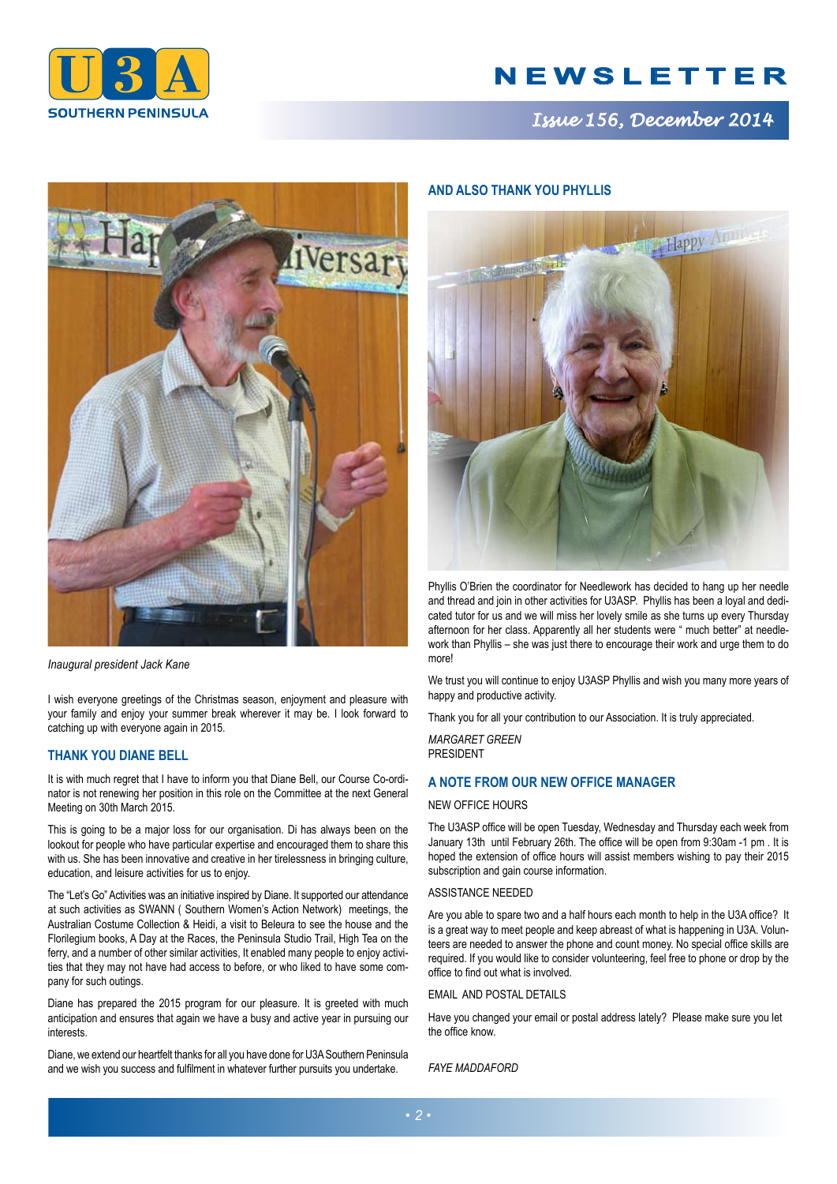*Inaugural president Jack Kane*

I wish everyone greetings of the Christmas season, enjoyment and pleasure with your family and enjoy your summer break wherever it may be. I look forward to catching up with everyone again in 2015.

## THANK YOU DIANE BELL

It is with much regret that I have to inform you that Diane Bell, our Course Co-ordinator is not renewing her position in this role on the Committee at the next General Meeting on 30th March 2015.

This is going to be a major loss for our organisation. Di has always been on the lookout for people who have particular expertise and encouraged them to share this with us. She has been innovative and creative in her tirelessness in bringing culture, education, and leisure activities for us to enjoy.

The "Let's Go" Activities was an initiative inspired by Diane. It supported our attendance at such activities as SWANN ( Southern Women's Action Network) meetings, the Australian Costume Collection & Heidi, a visit to Beleura to see the house and the Florilegium books, A Day at the Races, the Peninsula Studio Trail, High Tea on the ferry, and a number of other similar activities, It enabled many people to enjoy activities that they may not have had access to before, or who liked to have some company for such outings.

Diane has prepared the 2015 program for our pleasure. It is greeted with much anticipation and ensures that again we have a busy and active year in pursuing our interests.

Diane, we extend our heartfelt thanks for all you have done for U3A Southern Peninsula and we wish you success and fulfilment in whatever further pursuits you undertake.

## AND ALSO THANK YOU PHYLLIS

Phyllis O'Brien the coordinator for Needlework has decided to hang up her needle and thread and join in other activities for U3ASP. Phyllis has been a loyal and dedicated tutor for us and we will miss her lovely smile as she turns up every Thursday afternoon for her class. Apparently all her students were " much better" at needlework than Phyllis – she was just there to encourage their work and urge them to do more!

We trust you will continue to enjoy U3ASP Phyllis and wish you many more years of happy and productive activity.

Thank you for all your contribution to our Association. It is truly appreciated.

*MARGARET GREEN*
PRESIDENT

## A NOTE FROM OUR NEW OFFICE MANAGER

NEW OFFICE HOURS

The U3ASP office will be open Tuesday, Wednesday and Thursday each week from January 13th until February 26th. The office will be open from 9:30am -1 pm . It is hoped the extension of office hours will assist members wishing to pay their 2015 subscription and gain course information.

ASSISTANCE NEEDED

Are you able to spare two and a half hours each month to help in the U3A office? It is a great way to meet people and keep abreast of what is happening in U3A. Volunteers are needed to answer the phone and count money. No special office skills are required. If you would like to consider volunteering, feel free to phone or drop by the office to find out what is involved.

EMAIL AND POSTAL DETAILS

Have you changed your email or postal address lately? Please make sure you let the office know.

*FAYE MADDAFORD*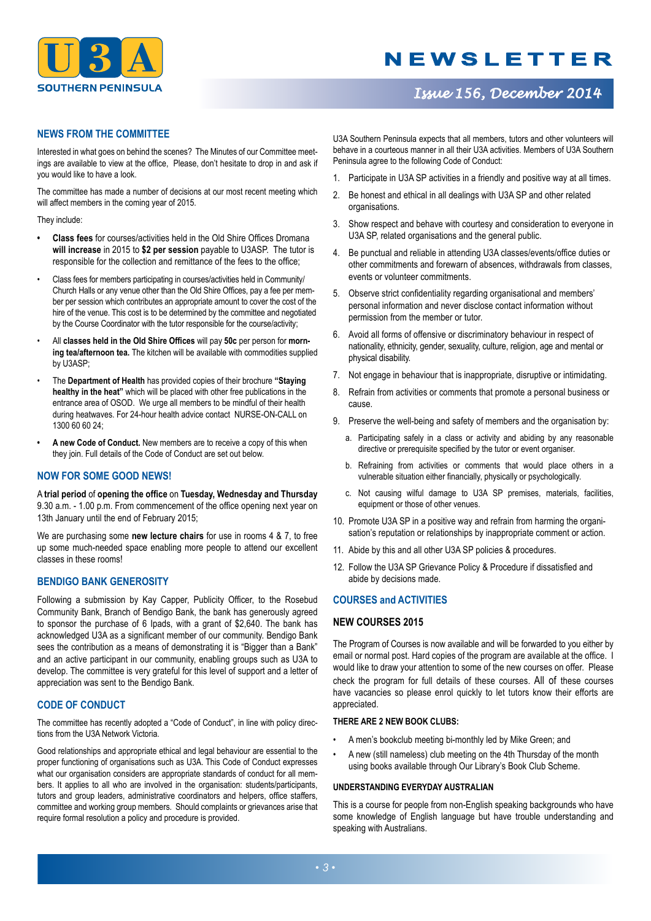## NEWS FROM THE COMMITTEE

Interested in what goes on behind the scenes? The Minutes of our Committee meetings are available to view at the office, Please, don't hesitate to drop in and ask if you would like to have a look.

The committee has made a number of decisions at our most recent meeting which will affect members in the coming year of 2015.

They include:

- **Class fees** for courses/activities held in the Old Shire Offices Dromana **will increase** in 2015 to **$2 per session** payable to U3ASP. The tutor is responsible for the collection and remittance of the fees to the office;
- Class fees for members participating in courses/activities held in Community/ Church Halls or any venue other than the Old Shire Offices, pay a fee per member per session which contributes an appropriate amount to cover the cost of the hire of the venue. This cost is to be determined by the committee and negotiated by the Course Coordinator with the tutor responsible for the course/activity;
- All **classes held in the Old Shire Offices** will pay **50c** per person for **morning tea/afternoon tea.** The kitchen will be available with commodities supplied by U3ASP;
- The **Department of Health** has provided copies of their brochure **"Staying healthy in the heat"** which will be placed with other free publications in the entrance area of OSOD. We urge all members to be mindful of their health during heatwaves. For 24-hour health advice contact NURSE-ON-CALL on 1300 60 60 24;
- **A new Code of Conduct.** New members are to receive a copy of this when they join. Full details of the Code of Conduct are set out below.

## NOW FOR SOME GOOD NEWS!

A **trial period** of **opening the office** on **Tuesday, Wednesday and Thursday** 9.30 a.m. - 1.00 p.m. From commencement of the office opening next year on 13th January until the end of February 2015;

We are purchasing some **new lecture chairs** for use in rooms 4 & 7, to free up some much-needed space enabling more people to attend our excellent classes in these rooms!

## BENDIGO BANK GENEROSITY

Following a submission by Kay Capper, Publicity Officer, to the Rosebud Community Bank, Branch of Bendigo Bank, the bank has generously agreed to sponsor the purchase of 6 Ipads, with a grant of $2,640. The bank has acknowledged U3A as a significant member of our community. Bendigo Bank sees the contribution as a means of demonstrating it is "Bigger than a Bank" and an active participant in our community, enabling groups such as U3A to develop. The committee is very grateful for this level of support and a letter of appreciation was sent to the Bendigo Bank.

## CODE OF CONDUCT

The committee has recently adopted a "Code of Conduct", in line with policy directions from the U3A Network Victoria.

Good relationships and appropriate ethical and legal behaviour are essential to the proper functioning of organisations such as U3A. This Code of Conduct expresses what our organisation considers are appropriate standards of conduct for all members. It applies to all who are involved in the organisation: students/participants, tutors and group leaders, administrative coordinators and helpers, office staffers, committee and working group members. Should complaints or grievances arise that require formal resolution a policy and procedure is provided.

U3A Southern Peninsula expects that all members, tutors and other volunteers will behave in a courteous manner in all their U3A activities. Members of U3A Southern Peninsula agree to the following Code of Conduct:

1. Participate in U3A SP activities in a friendly and positive way at all times.
2. Be honest and ethical in all dealings with U3A SP and other related organisations.
3. Show respect and behave with courtesy and consideration to everyone in U3A SP, related organisations and the general public.
4. Be punctual and reliable in attending U3A classes/events/office duties or other commitments and forewarn of absences, withdrawals from classes, events or volunteer commitments.
5. Observe strict confidentiality regarding organisational and members' personal information and never disclose contact information without permission from the member or tutor.
6. Avoid all forms of offensive or discriminatory behaviour in respect of nationality, ethnicity, gender, sexuality, culture, religion, age and mental or physical disability.
7. Not engage in behaviour that is inappropriate, disruptive or intimidating.
8. Refrain from activities or comments that promote a personal business or cause.
9. Preserve the well-being and safety of members and the organisation by:
   a. Participating safely in a class or activity and abiding by any reasonable directive or prerequisite specified by the tutor or event organiser.
   b. Refraining from activities or comments that would place others in a vulnerable situation either financially, physically or psychologically.
   c. Not causing wilful damage to U3A SP premises, materials, facilities, equipment or those of other venues.
10. Promote U3A SP in a positive way and refrain from harming the organisation's reputation or relationships by inappropriate comment or action.
11. Abide by this and all other U3A SP policies & procedures.
12. Follow the U3A SP Grievance Policy & Procedure if dissatisfied and abide by decisions made.

## COURSES and ACTIVITIES

### NEW COURSES 2015

The Program of Courses is now available and will be forwarded to you either by email or normal post. Hard copies of the program are available at the office. I would like to draw your attention to some of the new courses on offer. Please check the program for full details of these courses. All of these courses have vacancies so please enrol quickly to let tutors know their efforts are appreciated.

#### THERE ARE 2 NEW BOOK CLUBS:

- A men's bookclub meeting bi-monthly led by Mike Green; and
- A new (still nameless) club meeting on the 4th Thursday of the month using books available through Our Library's Book Club Scheme.

#### UNDERSTANDING EVERYDAY AUSTRALIAN

This is a course for people from non-English speaking backgrounds who have some knowledge of English language but have trouble understanding and speaking with Australians.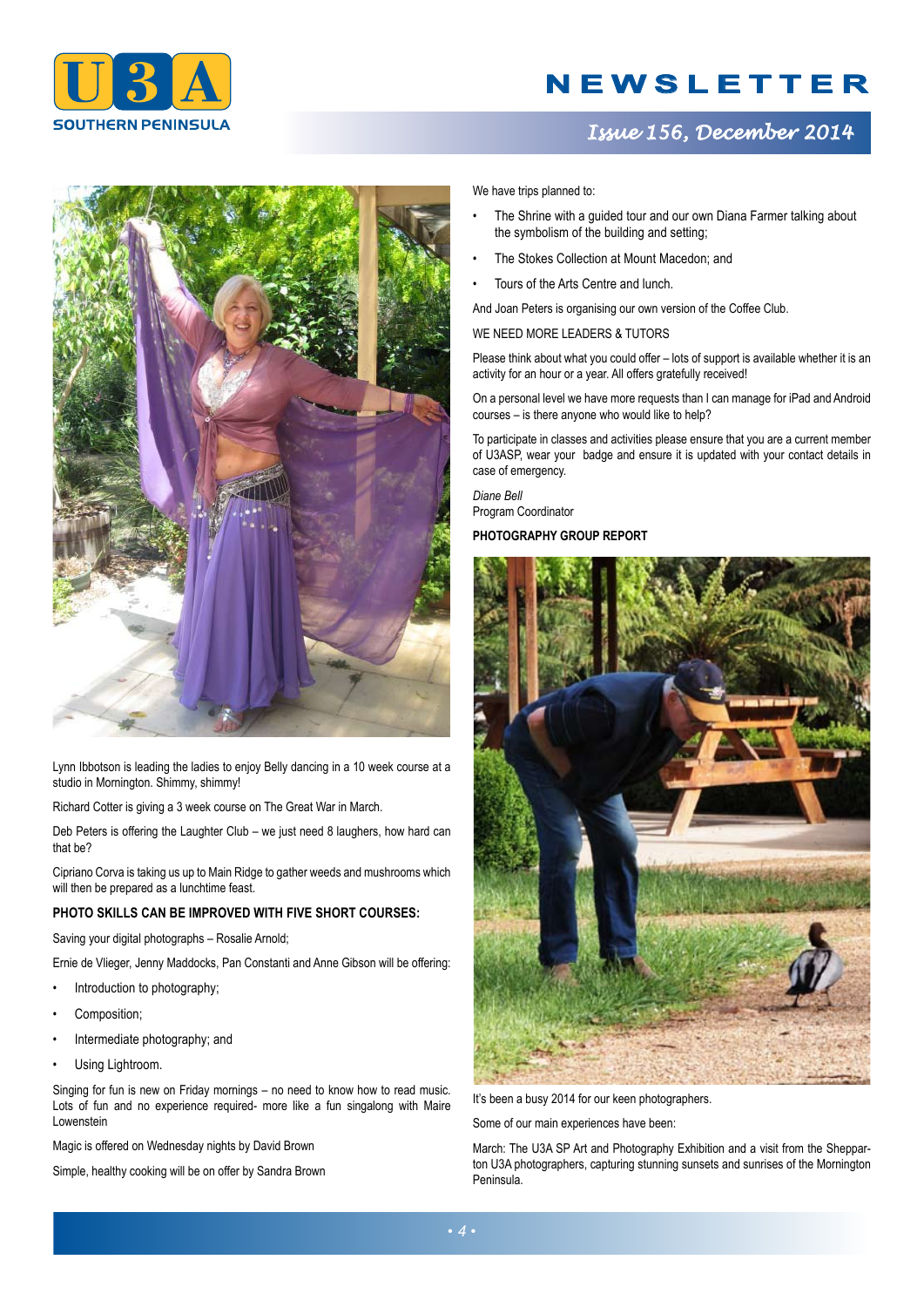Lynn Ibbotson is leading the ladies to enjoy Belly dancing in a 10 week course at a studio in Mornington. Shimmy, shimmy!

Richard Cotter is giving a 3 week course on The Great War in March.

Deb Peters is offering the Laughter Club – we just need 8 laughers, how hard can that be?

Cipriano Corva is taking us up to Main Ridge to gather weeds and mushrooms which will then be prepared as a lunchtime feast.

**PHOTO SKILLS CAN BE IMPROVED WITH FIVE SHORT COURSES:**

Saving your digital photographs – Rosalie Arnold;

Ernie de Vlieger, Jenny Maddocks, Pan Constanti and Anne Gibson will be offering:

- Introduction to photography;
- Composition;
- Intermediate photography; and
- Using Lightroom.

Singing for fun is new on Friday mornings – no need to know how to read music. Lots of fun and no experience required- more like a fun singalong with Maire Lowenstein

Magic is offered on Wednesday nights by David Brown

Simple, healthy cooking will be on offer by Sandra Brown

We have trips planned to:

- The Shrine with a guided tour and our own Diana Farmer talking about the symbolism of the building and setting;
- The Stokes Collection at Mount Macedon; and
- Tours of the Arts Centre and lunch.

And Joan Peters is organising our own version of the Coffee Club.

WE NEED MORE LEADERS & TUTORS

Please think about what you could offer – lots of support is available whether it is an activity for an hour or a year. All offers gratefully received!

On a personal level we have more requests than I can manage for iPad and Android courses – is there anyone who would like to help?

To participate in classes and activities please ensure that you are a current member of U3ASP, wear your badge and ensure it is updated with your contact details in case of emergency.

*Diane Bell*
Program Coordinator

**PHOTOGRAPHY GROUP REPORT**

It's been a busy 2014 for our keen photographers.

Some of our main experiences have been:

March: The U3A SP Art and Photography Exhibition and a visit from the Shepparton U3A photographers, capturing stunning sunsets and sunrises of the Mornington Peninsula.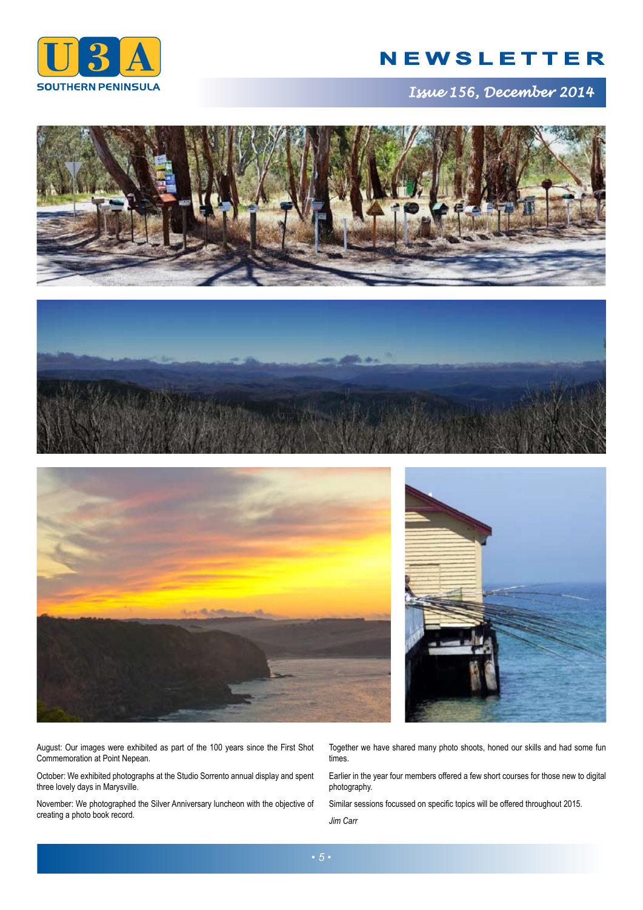August: Our images were exhibited as part of the 100 years since the First Shot Commemoration at Point Nepean.

October: We exhibited photographs at the Studio Sorrento annual display and spent three lovely days in Marysville.

November: We photographed the Silver Anniversary luncheon with the objective of creating a photo book record.

Together we have shared many photo shoots, honed our skills and had some fun times.

Earlier in the year four members offered a few short courses for those new to digital photography.

Similar sessions focussed on specific topics will be offered throughout 2015.

*Jim Carr*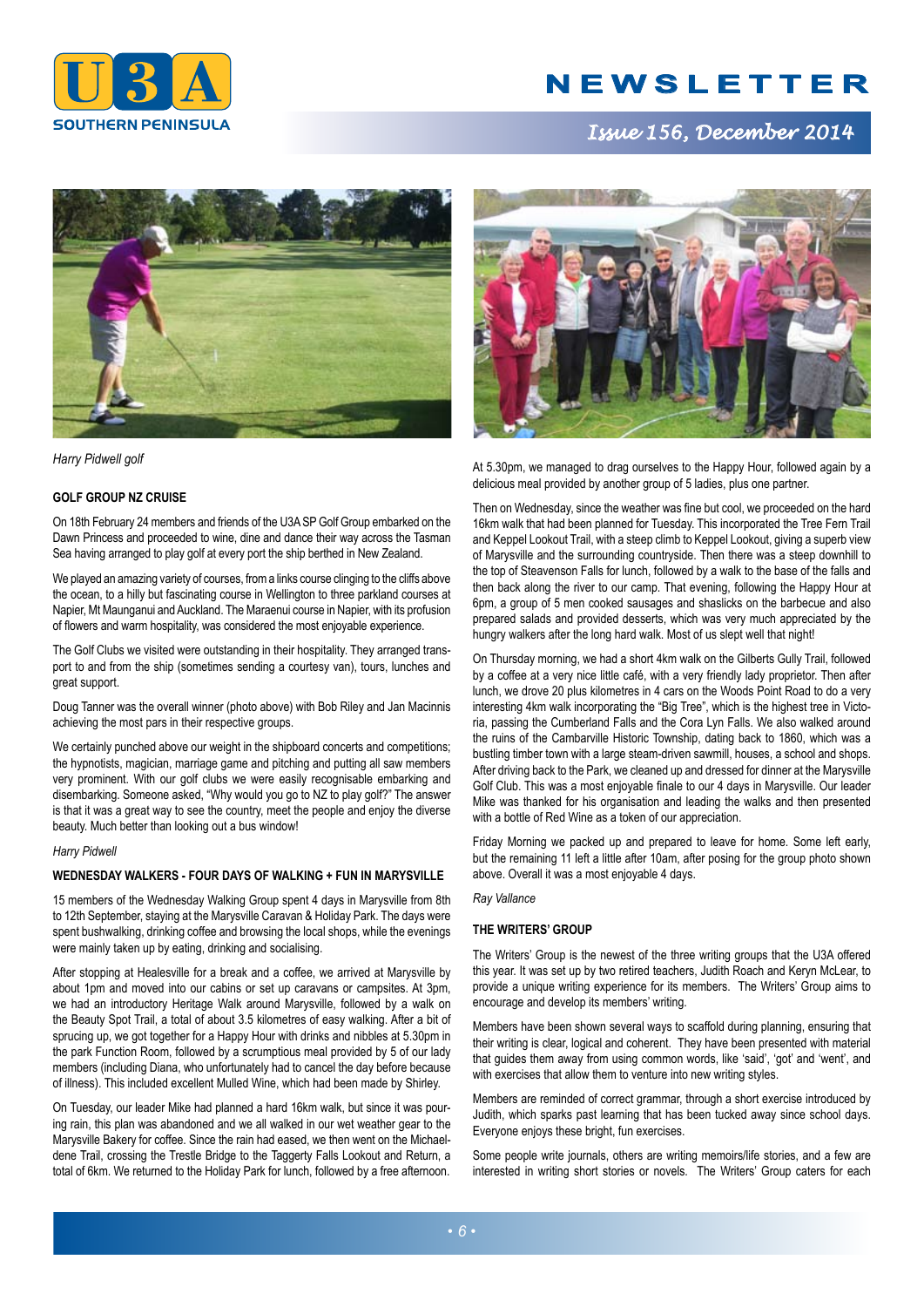Harry Pidwell golf

### GOLF GROUP NZ CRUISE

On 18th February 24 members and friends of the U3A SP Golf Group embarked on the Dawn Princess and proceeded to wine, dine and dance their way across the Tasman Sea having arranged to play golf at every port the ship berthed in New Zealand.

We played an amazing variety of courses, from a links course clinging to the cliffs above the ocean, to a hilly but fascinating course in Wellington to three parkland courses at Napier, Mt Maunganui and Auckland. The Maraenui course in Napier, with its profusion of flowers and warm hospitality, was considered the most enjoyable experience.

The Golf Clubs we visited were outstanding in their hospitality. They arranged transport to and from the ship (sometimes sending a courtesy van), tours, lunches and great support.

Doug Tanner was the overall winner (photo above) with Bob Riley and Jan Macinnis achieving the most pars in their respective groups.

We certainly punched above our weight in the shipboard concerts and competitions; the hypnotists, magician, marriage game and pitching and putting all saw members very prominent. With our golf clubs we were easily recognisable embarking and disembarking. Someone asked, "Why would you go to NZ to play golf?" The answer is that it was a great way to see the country, meet the people and enjoy the diverse beauty. Much better than looking out a bus window!

*Harry Pidwell*

### WEDNESDAY WALKERS - FOUR DAYS OF WALKING + FUN IN MARYSVILLE

15 members of the Wednesday Walking Group spent 4 days in Marysville from 8th to 12th September, staying at the Marysville Caravan & Holiday Park. The days were spent bushwalking, drinking coffee and browsing the local shops, while the evenings were mainly taken up by eating, drinking and socialising.

After stopping at Healesville for a break and a coffee, we arrived at Marysville by about 1pm and moved into our cabins or set up caravans or campsites. At 3pm, we had an introductory Heritage Walk around Marysville, followed by a walk on the Beauty Spot Trail, a total of about 3.5 kilometres of easy walking. After a bit of sprucing up, we got together for a Happy Hour with drinks and nibbles at 5.30pm in the park Function Room, followed by a scrumptious meal provided by 5 of our lady members (including Diana, who unfortunately had to cancel the day before because of illness). This included excellent Mulled Wine, which had been made by Shirley.

On Tuesday, our leader Mike had planned a hard 16km walk, but since it was pouring rain, this plan was abandoned and we all walked in our wet weather gear to the Marysville Bakery for coffee. Since the rain had eased, we then went on the Michaeldene Trail, crossing the Trestle Bridge to the Taggerty Falls Lookout and Return, a total of 6km. We returned to the Holiday Park for lunch, followed by a free afternoon.

At 5.30pm, we managed to drag ourselves to the Happy Hour, followed again by a delicious meal provided by another group of 5 ladies, plus one partner.

Then on Wednesday, since the weather was fine but cool, we proceeded on the hard 16km walk that had been planned for Tuesday. This incorporated the Tree Fern Trail and Keppel Lookout Trail, with a steep climb to Keppel Lookout, giving a superb view of Marysville and the surrounding countryside. Then there was a steep downhill to the top of Steavenson Falls for lunch, followed by a walk to the base of the falls and then back along the river to our camp. That evening, following the Happy Hour at 6pm, a group of 5 men cooked sausages and shaslicks on the barbecue and also prepared salads and provided desserts, which was very much appreciated by the hungry walkers after the long hard walk. Most of us slept well that night!

On Thursday morning, we had a short 4km walk on the Gilberts Gully Trail, followed by a coffee at a very nice little café, with a very friendly lady proprietor. Then after lunch, we drove 20 plus kilometres in 4 cars on the Woods Point Road to do a very interesting 4km walk incorporating the "Big Tree", which is the highest tree in Victoria, passing the Cumberland Falls and the Cora Lyn Falls. We also walked around the ruins of the Cambarville Historic Township, dating back to 1860, which was a bustling timber town with a large steam-driven sawmill, houses, a school and shops. After driving back to the Park, we cleaned up and dressed for dinner at the Marysville Golf Club. This was a most enjoyable finale to our 4 days in Marysville. Our leader Mike was thanked for his organisation and leading the walks and then presented with a bottle of Red Wine as a token of our appreciation.

Friday Morning we packed up and prepared to leave for home. Some left early, but the remaining 11 left a little after 10am, after posing for the group photo shown above. Overall it was a most enjoyable 4 days.

*Ray Vallance*

### THE WRITERS' GROUP

The Writers' Group is the newest of the three writing groups that the U3A offered this year. It was set up by two retired teachers, Judith Roach and Keryn McLear, to provide a unique writing experience for its members. The Writers' Group aims to encourage and develop its members' writing.

Members have been shown several ways to scaffold during planning, ensuring that their writing is clear, logical and coherent. They have been presented with material that guides them away from using common words, like 'said', 'got' and 'went', and with exercises that allow them to venture into new writing styles.

Members are reminded of correct grammar, through a short exercise introduced by Judith, which sparks past learning that has been tucked away since school days. Everyone enjoys these bright, fun exercises.

Some people write journals, others are writing memoirs/life stories, and a few are interested in writing short stories or novels. The Writers' Group caters for each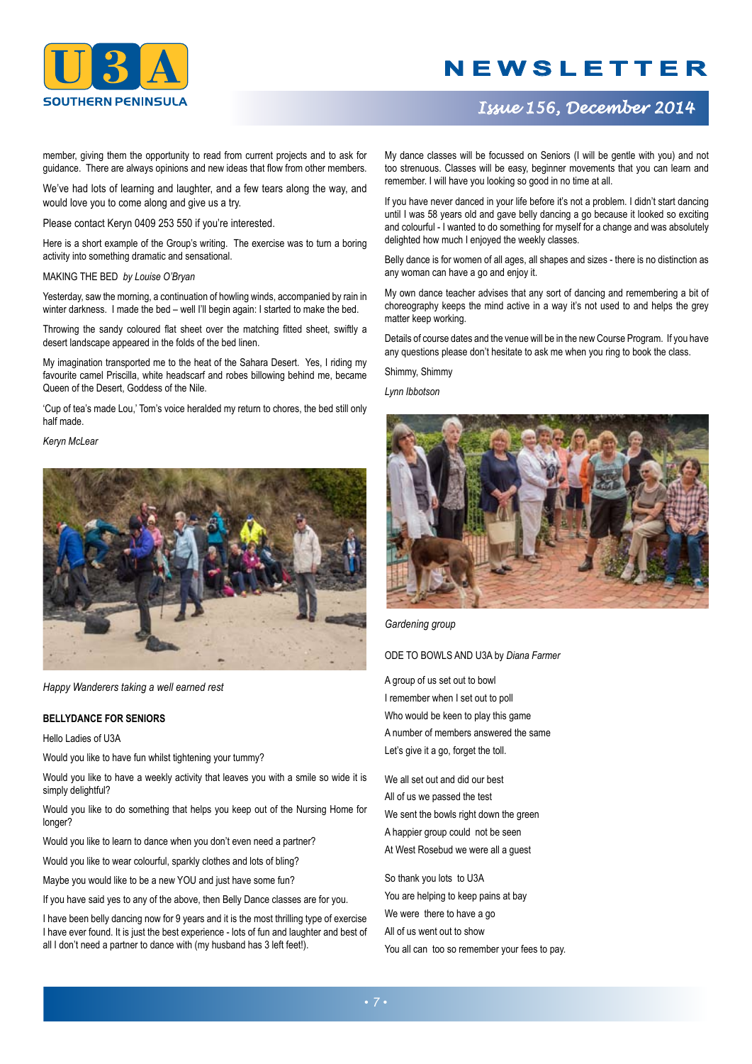member, giving them the opportunity to read from current projects and to ask for guidance. There are always opinions and new ideas that flow from other members.

We've had lots of learning and laughter, and a few tears along the way, and would love you to come along and give us a try.

Please contact Keryn 0409 253 550 if you're interested.

Here is a short example of the Group's writing. The exercise was to turn a boring activity into something dramatic and sensational.

MAKING THE BED *by Louise O'Bryan*

Yesterday, saw the morning, a continuation of howling winds, accompanied by rain in winter darkness. I made the bed – well I'll begin again: I started to make the bed.

Throwing the sandy coloured flat sheet over the matching fitted sheet, swiftly a desert landscape appeared in the folds of the bed linen.

My imagination transported me to the heat of the Sahara Desert. Yes, I riding my favourite camel Priscilla, white headscarf and robes billowing behind me, became Queen of the Desert, Goddess of the Nile.

'Cup of tea's made Lou,' Tom's voice heralded my return to chores, the bed still only half made.

*Keryn McLear*

*Happy Wanderers taking a well earned rest*

**BELLYDANCE FOR SENIORS**

Hello Ladies of U3A

Would you like to have fun whilst tightening your tummy?

Would you like to have a weekly activity that leaves you with a smile so wide it is simply delightful?

Would you like to do something that helps you keep out of the Nursing Home for longer?

Would you like to learn to dance when you don't even need a partner?

Would you like to wear colourful, sparkly clothes and lots of bling?

Maybe you would like to be a new YOU and just have some fun?

If you have said yes to any of the above, then Belly Dance classes are for you.

I have been belly dancing now for 9 years and it is the most thrilling type of exercise I have ever found. It is just the best experience - lots of fun and laughter and best of all I don't need a partner to dance with (my husband has 3 left feet!).

My dance classes will be focussed on Seniors (I will be gentle with you) and not too strenuous. Classes will be easy, beginner movements that you can learn and remember. I will have you looking so good in no time at all.

If you have never danced in your life before it's not a problem. I didn't start dancing until I was 58 years old and gave belly dancing a go because it looked so exciting and colourful - I wanted to do something for myself for a change and was absolutely delighted how much I enjoyed the weekly classes.

Belly dance is for women of all ages, all shapes and sizes - there is no distinction as any woman can have a go and enjoy it.

My own dance teacher advises that any sort of dancing and remembering a bit of choreography keeps the mind active in a way it's not used to and helps the grey matter keep working.

Details of course dates and the venue will be in the new Course Program. If you have any questions please don't hesitate to ask me when you ring to book the class.

Shimmy, Shimmy

*Lynn Ibbotson*

*Gardening group*

ODE TO BOWLS AND U3A by *Diana Farmer*

A group of us set out to bowl  
I remember when I set out to poll  
Who would be keen to play this game  
A number of members answered the same  
Let's give it a go, forget the toll.

We all set out and did our best  
All of us we passed the test  
We sent the bowls right down the green  
A happier group could not be seen  
At West Rosebud we were all a guest

So thank you lots to U3A  
You are helping to keep pains at bay  
We were there to have a go  
All of us went out to show  
You all can too so remember your fees to pay.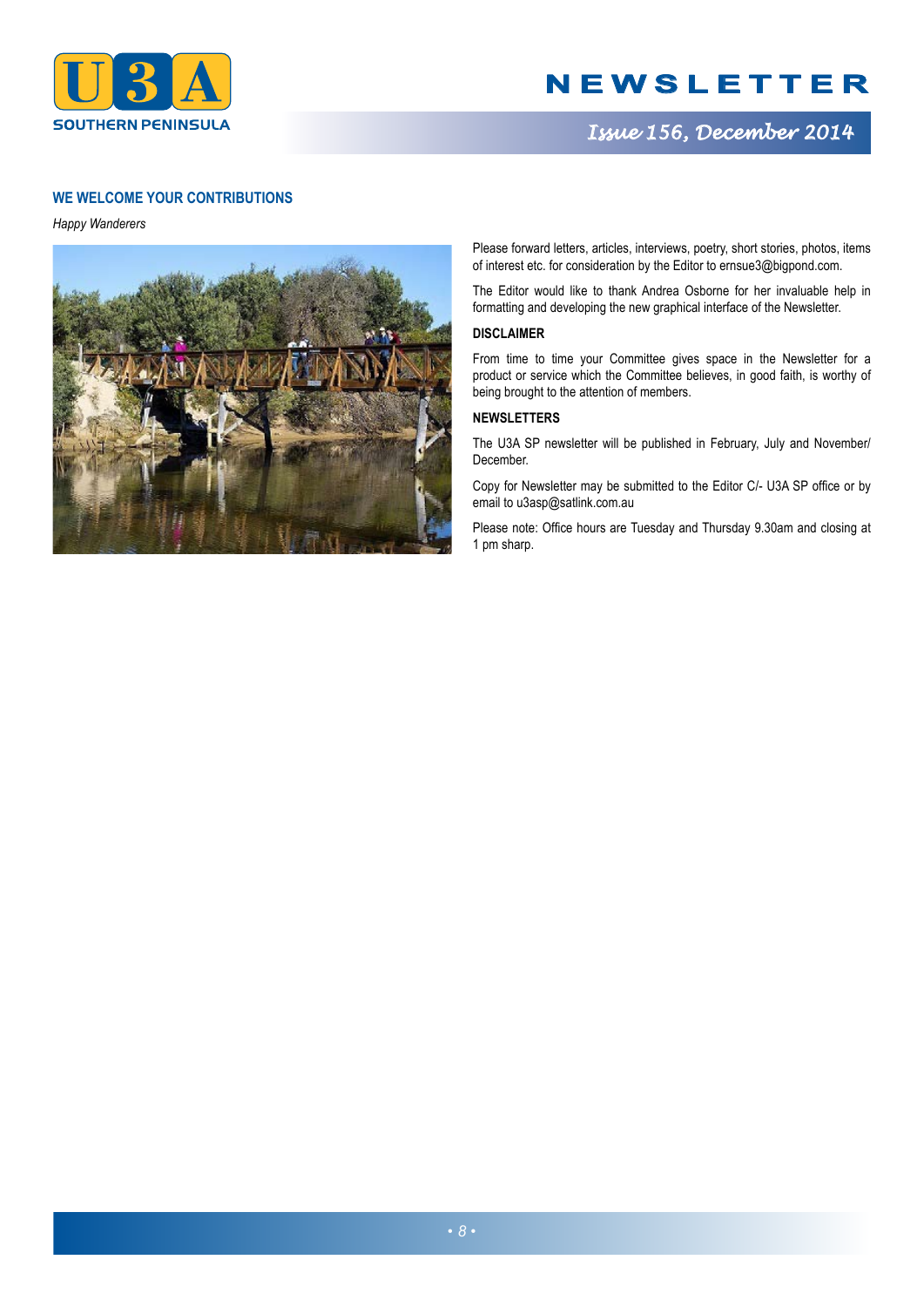## WE WELCOME YOUR CONTRIBUTIONS

*Happy Wanderers*

Please forward letters, articles, interviews, poetry, short stories, photos, items of interest etc. for consideration by the Editor to ernsue3@bigpond.com.

The Editor would like to thank Andrea Osborne for her invaluable help in formatting and developing the new graphical interface of the Newsletter.

### DISCLAIMER

From time to time your Committee gives space in the Newsletter for a product or service which the Committee believes, in good faith, is worthy of being brought to the attention of members.

### NEWSLETTERS

The U3A SP newsletter will be published in February, July and November/December.

Copy for Newsletter may be submitted to the Editor C/- U3A SP office or by email to u3asp@satlink.com.au

Please note: Office hours are Tuesday and Thursday 9.30am and closing at 1 pm sharp.